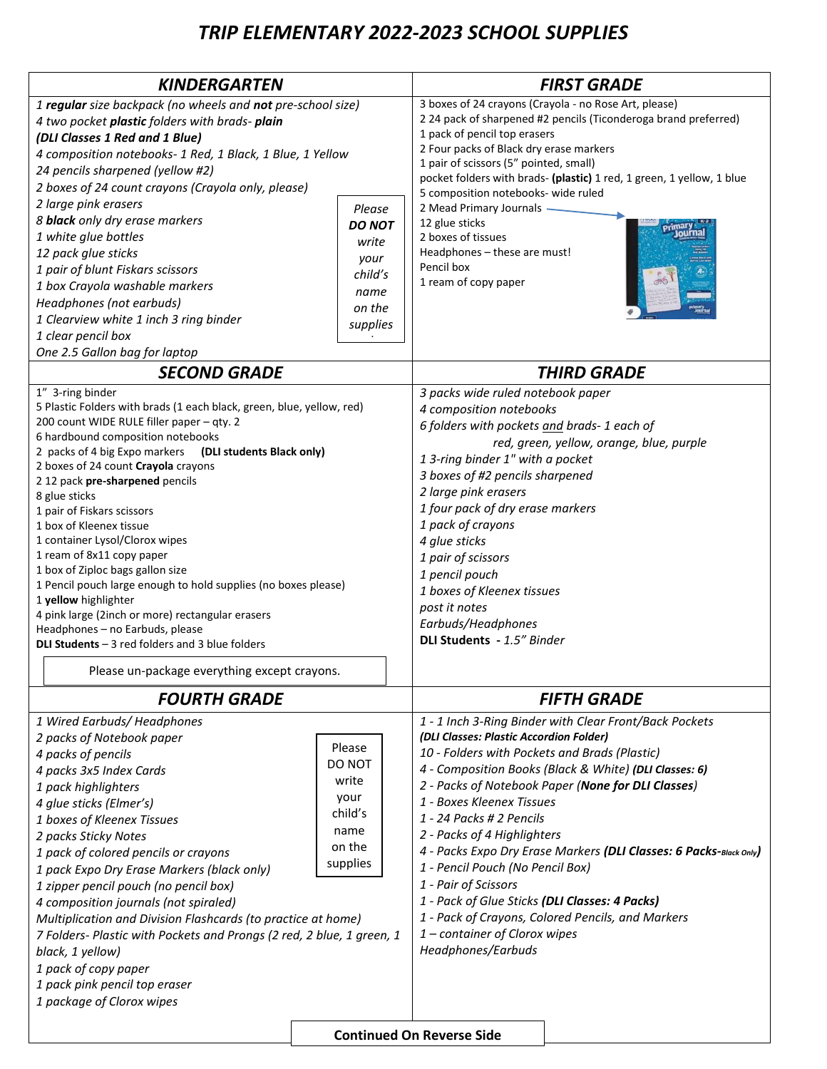# *TRIP ELEMENTARY 2022-2023 SCHOOL SUPPLIES*

## *KINDERGARTEN*

*1 **regular** size backpack (no wheels and **not** pre-school size)*
*4 two pocket **plastic** folders with brads- **plain***
***(DLI Classes 1 Red and 1 Blue)***
*4 composition notebooks- 1 Red, 1 Black, 1 Blue, 1 Yellow*
*24 pencils sharpened (yellow #2)*
*2 boxes of 24 count crayons (Crayola only, please)*
*2 large pink erasers*
*8 **black** only dry erase markers*
*1 white glue bottles*
*12 pack glue sticks*
*1 pair of blunt Fiskars scissors*
*1 box Crayola washable markers*
*Headphones (not earbuds)*
*1 Clearview white 1 inch 3 ring binder*
*1 clear pencil box*
*One 2.5 Gallon bag for laptop*

*Please **DO NOT** write your child's name on the supplies*

## *FIRST GRADE*

3 boxes of 24 crayons (Crayola - no Rose Art, please)
2 24 pack of sharpened #2 pencils (Ticonderoga brand preferred)
1 pack of pencil top erasers
2 Four packs of Black dry erase markers
1 pair of scissors (5" pointed, small)
pocket folders with brads- **(plastic)** 1 red, 1 green, 1 yellow, 1 blue
5 composition notebooks- wide ruled
2 Mead Primary Journals
12 glue sticks
2 boxes of tissues
Headphones – these are must!
Pencil box
1 ream of copy paper

## *SECOND GRADE*

1" 3-ring binder
5 Plastic Folders with brads (1 each black, green, blue, yellow, red)
200 count WIDE RULE filler paper – qty. 2
6 hardbound composition notebooks
2 packs of 4 big Expo markers **(DLI students Black only)**
2 boxes of 24 count **Crayola** crayons
2 12 pack **pre-sharpened** pencils
8 glue sticks
1 pair of Fiskars scissors
1 box of Kleenex tissue
1 container Lysol/Clorox wipes
1 ream of 8x11 copy paper
1 box of Ziploc bags gallon size
1 Pencil pouch large enough to hold supplies (no boxes please)
1 **yellow** highlighter
4 pink large (2inch or more) rectangular erasers
Headphones – no Earbuds, please
**DLI Students** – 3 red folders and 3 blue folders

Please un-package everything except crayons.

## *THIRD GRADE*

*3 packs wide ruled notebook paper*
*4 composition notebooks*
*6 folders with pockets and brads- 1 each of red, green, yellow, orange, blue, purple*
*1 3-ring binder 1" with a pocket*
*3 boxes of #2 pencils sharpened*
*2 large pink erasers*
*1 four pack of dry erase markers*
*1 pack of crayons*
*4 glue sticks*
*1 pair of scissors*
*1 pencil pouch*
*1 boxes of Kleenex tissues*
*post it notes*
*Earbuds/Headphones*
**DLI Students** - *1.5" Binder*

## *FOURTH GRADE*

*1 Wired Earbuds/ Headphones*
*2 packs of Notebook paper*
*4 packs of pencils*
*4 packs 3x5 Index Cards*
*1 pack highlighters*
*4 glue sticks (Elmer's)*
*1 boxes of Kleenex Tissues*
*2 packs Sticky Notes*
*1 pack of colored pencils or crayons*
*1 pack Expo Dry Erase Markers (black only)*
*1 zipper pencil pouch (no pencil box)*
*4 composition journals (not spiraled)*
*Multiplication and Division Flashcards (to practice at home)*
*7 Folders- Plastic with Pockets and Prongs (2 red, 2 blue, 1 green, 1 black, 1 yellow)*
*1 pack of copy paper*
*1 pack pink pencil top eraser*
*1 package of Clorox wipes*

Please DO NOT write your child's name on the supplies

## *FIFTH GRADE*

*1 - 1 Inch 3-Ring Binder with Clear Front/Back Pockets*
***(DLI Classes: Plastic Accordion Folder)***
*10 - Folders with Pockets and Brads (Plastic)*
*4 - Composition Books (Black & White)* ***(DLI Classes: 6)***
*2 - Packs of Notebook Paper (**None for DLI Classes**)*
*1 - Boxes Kleenex Tissues*
*1 - 24 Packs # 2 Pencils*
*2 - Packs of 4 Highlighters*
*4 - Packs Expo Dry Erase Markers* ***(DLI Classes: 6 Packs-Black Only)***
*1 - Pencil Pouch (No Pencil Box)*
*1 - Pair of Scissors*
*1 - Pack of Glue Sticks* ***(DLI Classes: 4 Packs)***
*1 - Pack of Crayons, Colored Pencils, and Markers*
*1 – container of Clorox wipes*
*Headphones/Earbuds*

**Continued On Reverse Side**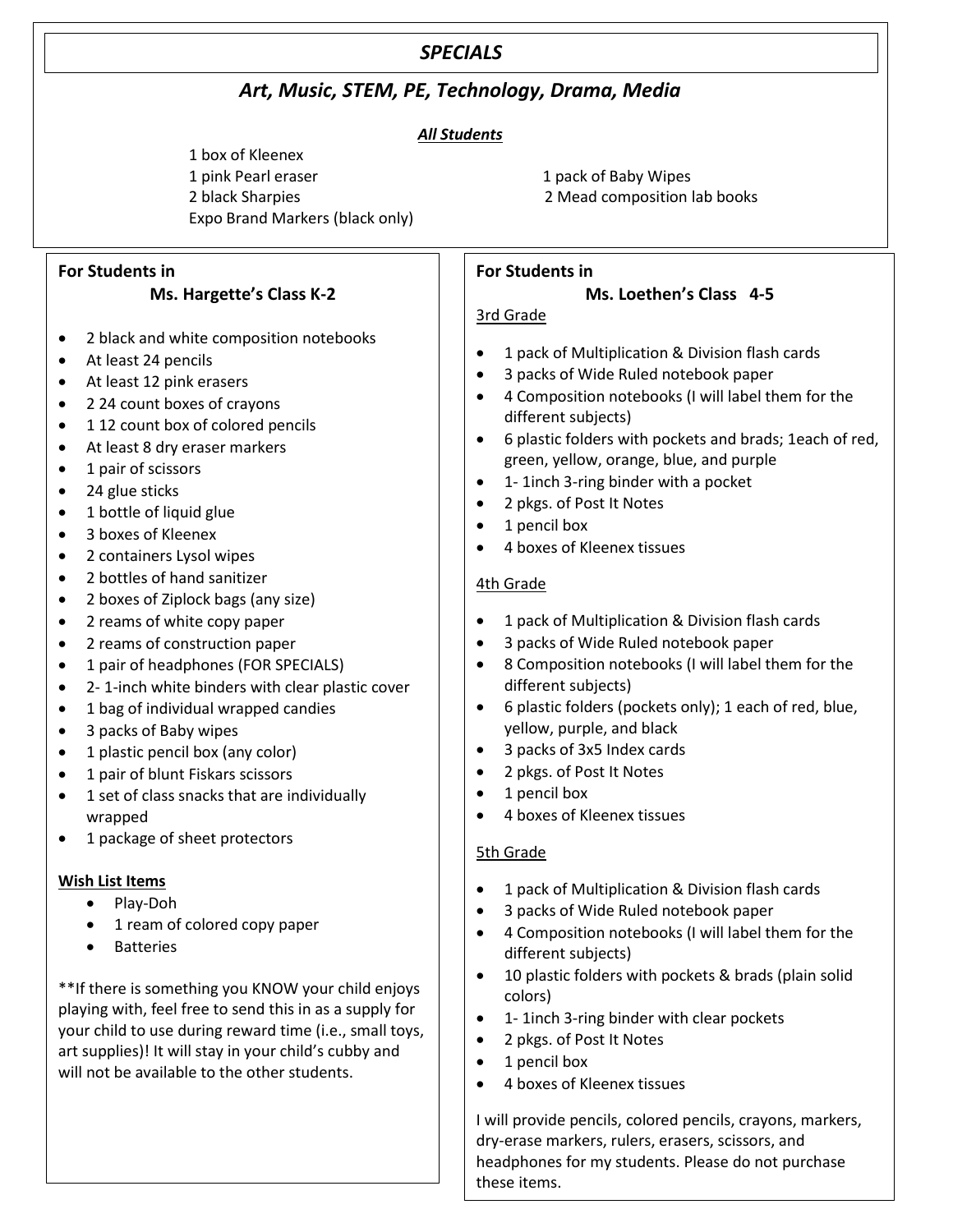# *SPECIALS*

## *Art, Music, STEM, PE, Technology, Drama, Media*

***All Students***

1 box of Kleenex
1 pink Pearl eraser
2 black Sharpies
Expo Brand Markers (black only)
1 pack of Baby Wipes
2 Mead composition lab books

### For Students in Ms. Hargette's Class K-2

- 2 black and white composition notebooks
- At least 24 pencils
- At least 12 pink erasers
- 2 24 count boxes of crayons
- 1 12 count box of colored pencils
- At least 8 dry eraser markers
- 1 pair of scissors
- 24 glue sticks
- 1 bottle of liquid glue
- 3 boxes of Kleenex
- 2 containers Lysol wipes
- 2 bottles of hand sanitizer
- 2 boxes of Ziplock bags (any size)
- 2 reams of white copy paper
- 2 reams of construction paper
- 1 pair of headphones (FOR SPECIALS)
- 2- 1-inch white binders with clear plastic cover
- 1 bag of individual wrapped candies
- 3 packs of Baby wipes
- 1 plastic pencil box (any color)
- 1 pair of blunt Fiskars scissors
- 1 set of class snacks that are individually wrapped
- 1 package of sheet protectors

**Wish List Items**

- Play-Doh
- 1 ream of colored copy paper
- Batteries

**If there is something you KNOW your child enjoys playing with, feel free to send this in as a supply for your child to use during reward time (i.e., small toys, art supplies)! It will stay in your child's cubby and will not be available to the other students.

### For Students in Ms. Loethen's Class 4-5

3rd Grade

- 1 pack of Multiplication & Division flash cards
- 3 packs of Wide Ruled notebook paper
- 4 Composition notebooks (I will label them for the different subjects)
- 6 plastic folders with pockets and brads; 1each of red, green, yellow, orange, blue, and purple
- 1- 1inch 3-ring binder with a pocket
- 2 pkgs. of Post It Notes
- 1 pencil box
- 4 boxes of Kleenex tissues

4th Grade

- 1 pack of Multiplication & Division flash cards
- 3 packs of Wide Ruled notebook paper
- 8 Composition notebooks (I will label them for the different subjects)
- 6 plastic folders (pockets only); 1 each of red, blue, yellow, purple, and black
- 3 packs of 3x5 Index cards
- 2 pkgs. of Post It Notes
- 1 pencil box
- 4 boxes of Kleenex tissues

5th Grade

- 1 pack of Multiplication & Division flash cards
- 3 packs of Wide Ruled notebook paper
- 4 Composition notebooks (I will label them for the different subjects)
- 10 plastic folders with pockets & brads (plain solid colors)
- 1- 1inch 3-ring binder with clear pockets
- 2 pkgs. of Post It Notes
- 1 pencil box
- 4 boxes of Kleenex tissues

I will provide pencils, colored pencils, crayons, markers, dry-erase markers, rulers, erasers, scissors, and headphones for my students. Please do not purchase these items.